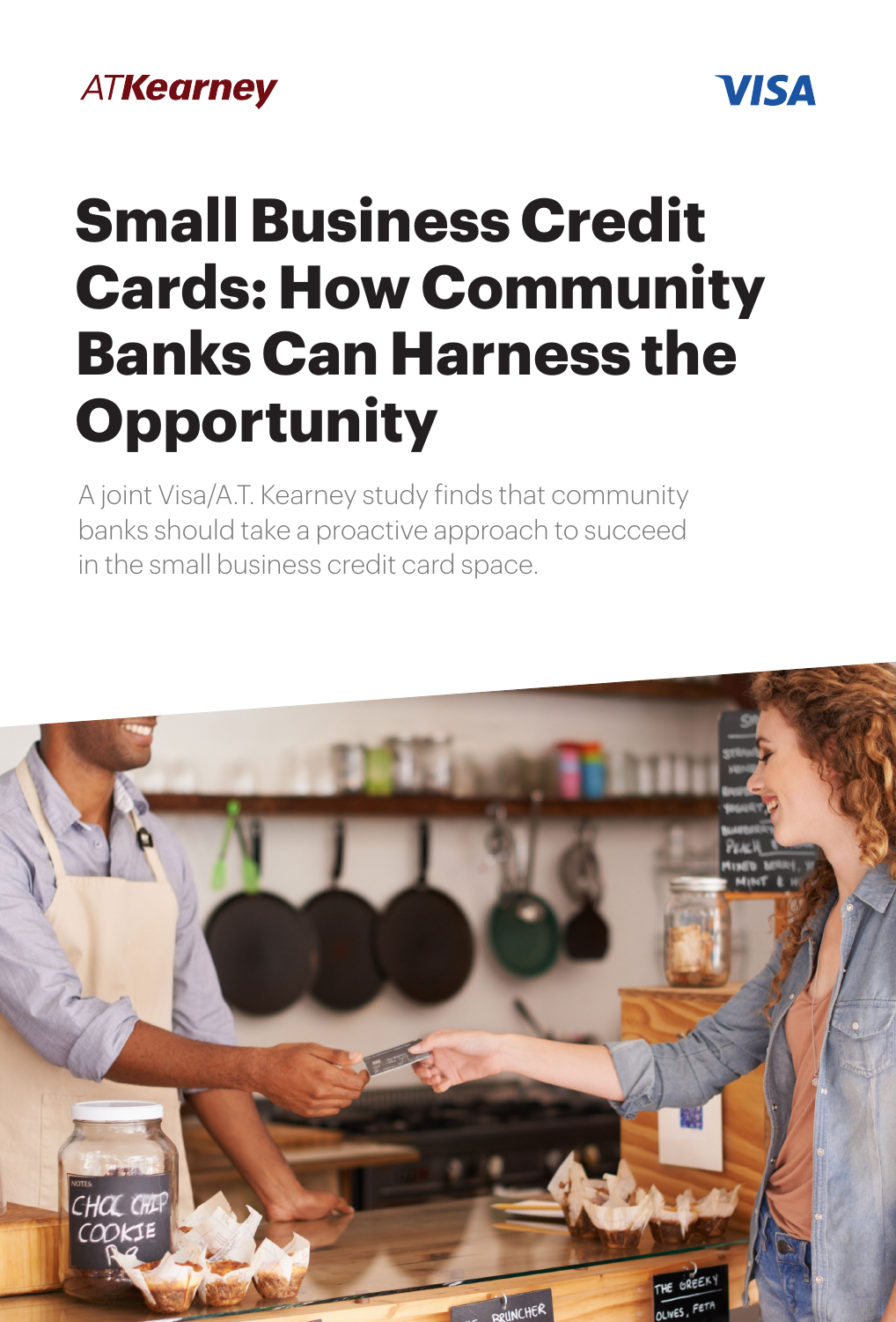ATKearney

VISA

# Small Business Credit Cards: How Community Banks Can Harness the Opportunity

A joint Visa/A.T. Kearney study finds that community banks should take a proactive approach to succeed in the small business credit card space.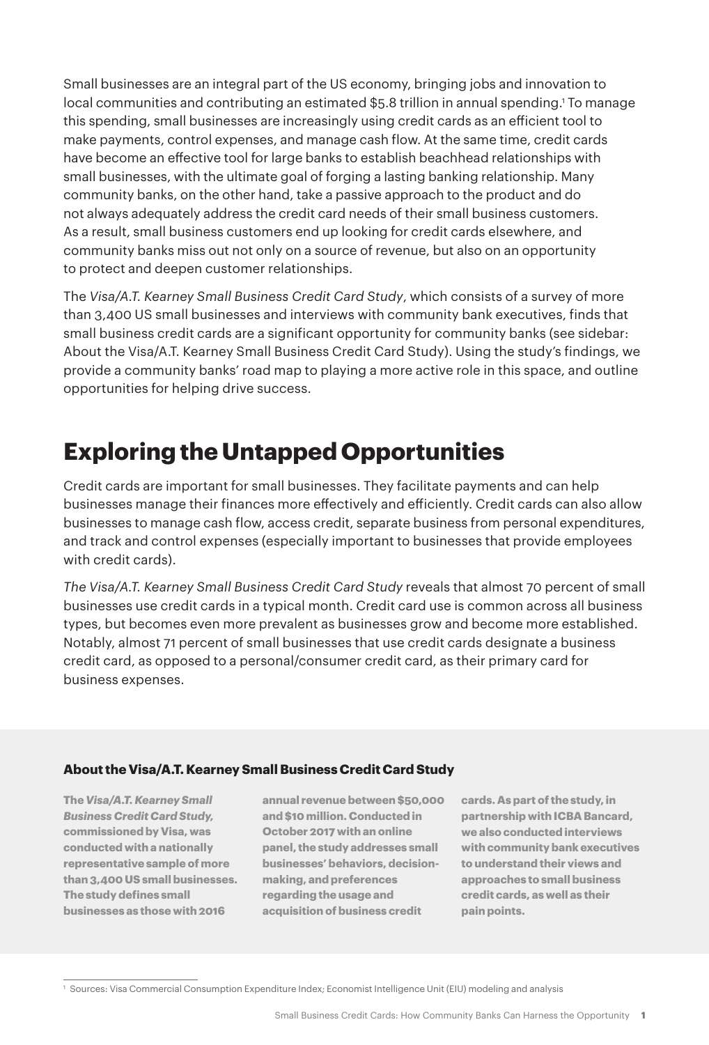Small businesses are an integral part of the US economy, bringing jobs and innovation to local communities and contributing an estimated $5.8 trillion in annual spending.[1] To manage this spending, small businesses are increasingly using credit cards as an efficient tool to make payments, control expenses, and manage cash flow. At the same time, credit cards have become an effective tool for large banks to establish beachhead relationships with small businesses, with the ultimate goal of forging a lasting banking relationship. Many community banks, on the other hand, take a passive approach to the product and do not always adequately address the credit card needs of their small business customers. As a result, small business customers end up looking for credit cards elsewhere, and community banks miss out not only on a source of revenue, but also on an opportunity to protect and deepen customer relationships.

The *Visa/A.T. Kearney Small Business Credit Card Study*, which consists of a survey of more than 3,400 US small businesses and interviews with community bank executives, finds that small business credit cards are a significant opportunity for community banks (see sidebar: About the Visa/A.T. Kearney Small Business Credit Card Study). Using the study's findings, we provide a community banks' road map to playing a more active role in this space, and outline opportunities for helping drive success.

## Exploring the Untapped Opportunities

Credit cards are important for small businesses. They facilitate payments and can help businesses manage their finances more effectively and efficiently. Credit cards can also allow businesses to manage cash flow, access credit, separate business from personal expenditures, and track and control expenses (especially important to businesses that provide employees with credit cards).

*The Visa/A.T. Kearney Small Business Credit Card Study* reveals that almost 70 percent of small businesses use credit cards in a typical month. Credit card use is common across all business types, but becomes even more prevalent as businesses grow and become more established. Notably, almost 71 percent of small businesses that use credit cards designate a business credit card, as opposed to a personal/consumer credit card, as their primary card for business expenses.

### About the Visa/A.T. Kearney Small Business Credit Card Study

**The *Visa/A.T. Kearney Small Business Credit Card Study*, commissioned by Visa, was conducted with a nationally representative sample of more than 3,400 US small businesses. The study defines small businesses as those with 2016 annual revenue between $50,000 and $10 million. Conducted in October 2017 with an online panel, the study addresses small businesses' behaviors, decision-making, and preferences regarding the usage and acquisition of business credit cards. As part of the study, in partnership with ICBA Bancard, we also conducted interviews with community bank executives to understand their views and approaches to small business credit cards, as well as their pain points.**

[1] Sources: Visa Commercial Consumption Expenditure Index; Economist Intelligence Unit (EIU) modeling and analysis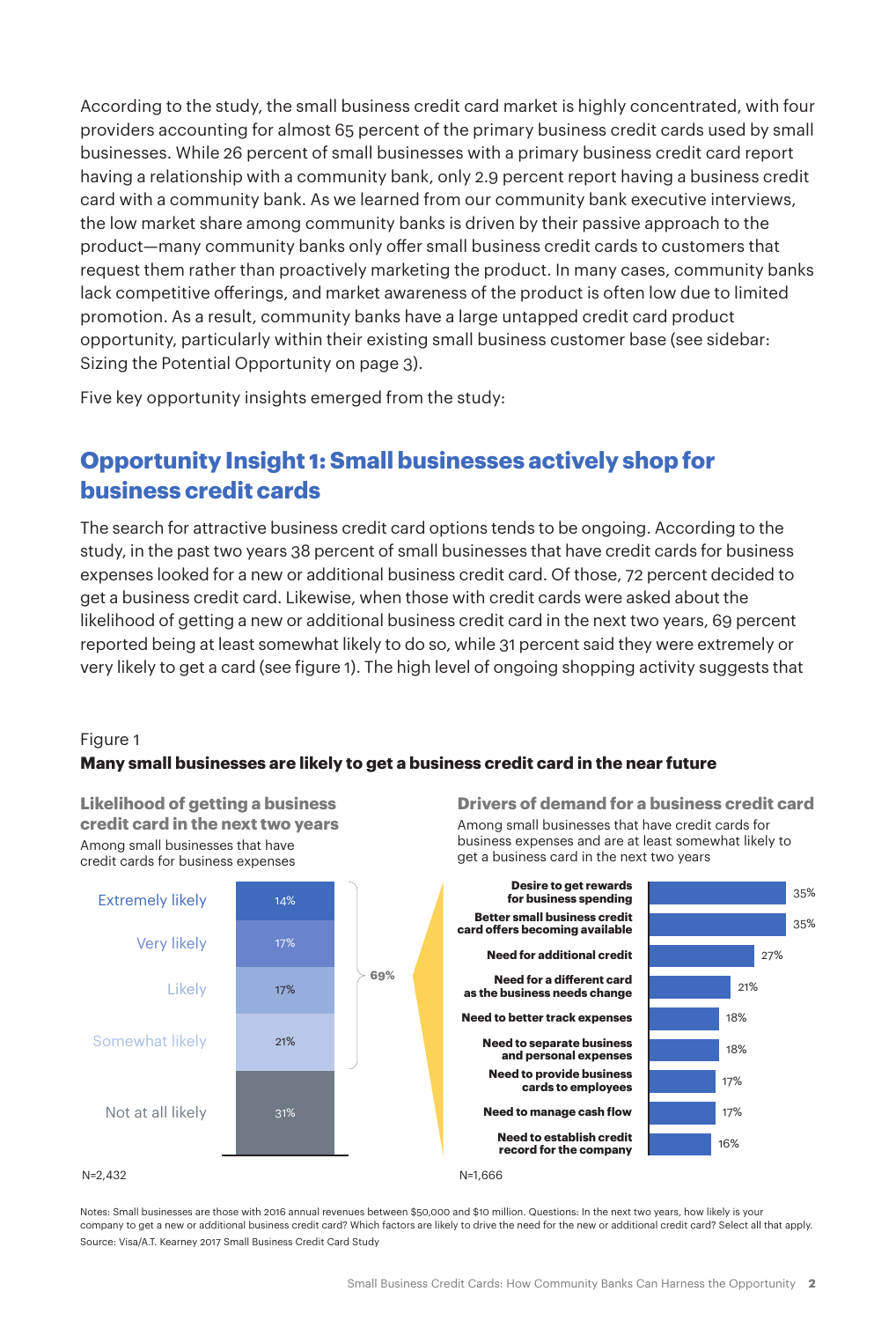According to the study, the small business credit card market is highly concentrated, with four providers accounting for almost 65 percent of the primary business credit cards used by small businesses. While 26 percent of small businesses with a primary business credit card report having a relationship with a community bank, only 2.9 percent report having a business credit card with a community bank. As we learned from our community bank executive interviews, the low market share among community banks is driven by their passive approach to the product—many community banks only offer small business credit cards to customers that request them rather than proactively marketing the product. In many cases, community banks lack competitive offerings, and market awareness of the product is often low due to limited promotion. As a result, community banks have a large untapped credit card product opportunity, particularly within their existing small business customer base (see sidebar: Sizing the Potential Opportunity on page 3).

Five key opportunity insights emerged from the study:

## Opportunity Insight 1: Small businesses actively shop for business credit cards

The search for attractive business credit card options tends to be ongoing. According to the study, in the past two years 38 percent of small businesses that have credit cards for business expenses looked for a new or additional business credit card. Of those, 72 percent decided to get a business credit card. Likewise, when those with credit cards were asked about the likelihood of getting a new or additional business credit card in the next two years, 69 percent reported being at least somewhat likely to do so, while 31 percent said they were extremely or very likely to get a card (see figure 1). The high level of ongoing shopping activity suggests that

Figure 1

**Many small businesses are likely to get a business credit card in the near future**

**Likelihood of getting a business credit card in the next two years**

Among small businesses that have credit cards for business expenses

| Likelihood | Share |
|---|---|
| Extremely likely | 14% |
| Very likely | 17% |
| Likely | 17% |
| Somewhat likely | 21% |
| Not at all likely | 31% |

Extremely likely through somewhat likely: 69%

N=2,432

**Drivers of demand for a business credit card**

Among small businesses that have credit cards for business expenses and are at least somewhat likely to get a business card in the next two years

| Driver | Share |
|---|---|
| Desire to get rewards for business spending | 35% |
| Better small business credit card offers becoming available | 35% |
| Need for additional credit | 27% |
| Need for a different card as the business needs change | 21% |
| Need to better track expenses | 18% |
| Need to separate business and personal expenses | 18% |
| Need to provide business cards to employees | 17% |
| Need to manage cash flow | 17% |
| Need to establish credit record for the company | 16% |

N=1,666

Notes: Small businesses are those with 2016 annual revenues between $50,000 and $10 million. Questions: In the next two years, how likely is your company to get a new or additional business credit card? Which factors are likely to drive the need for the new or additional credit card? Select all that apply.
Source: Visa/A.T. Kearney 2017 Small Business Credit Card Study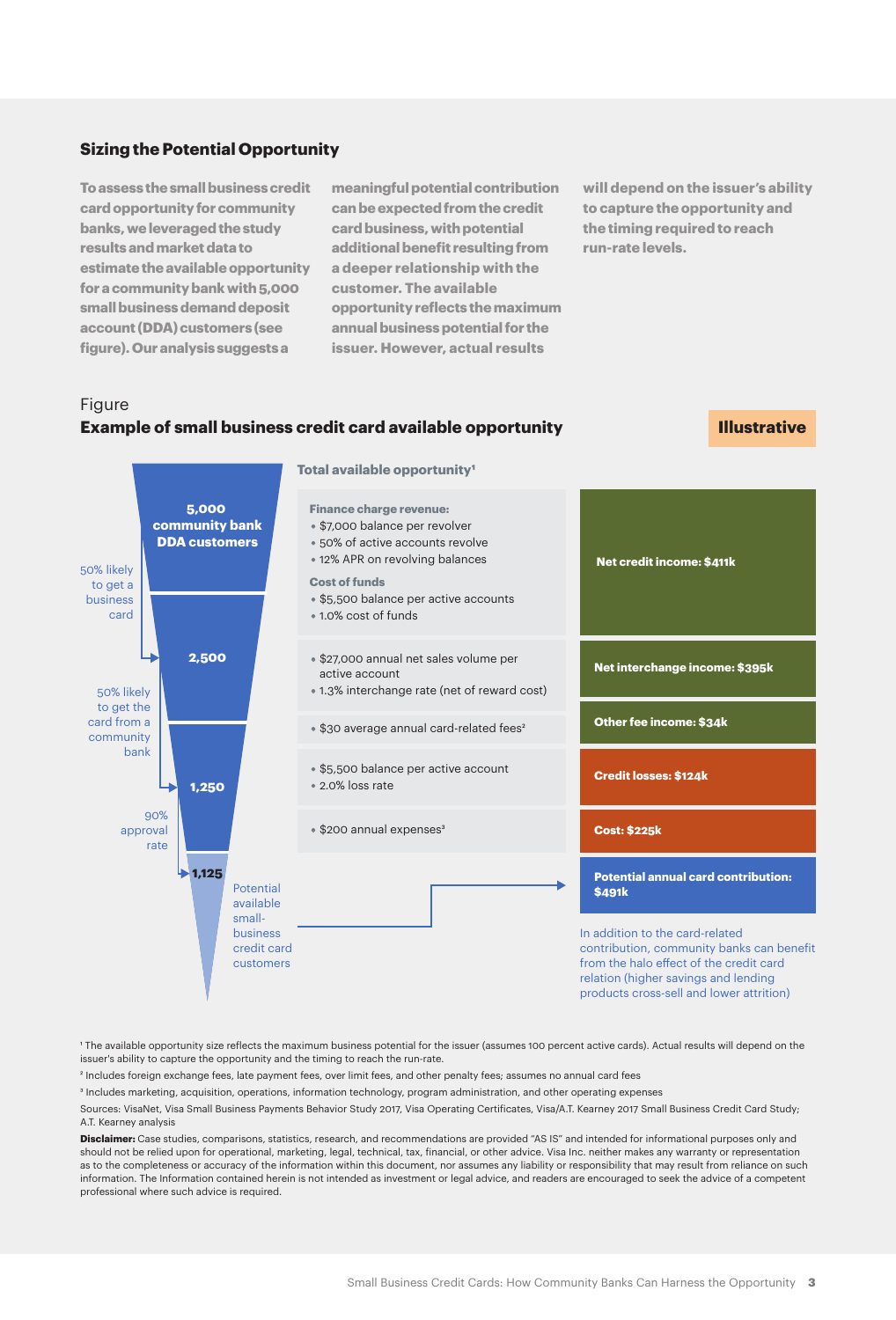## Sizing the Potential Opportunity

**To assess the small business credit card opportunity for community banks, we leveraged the study results and market data to estimate the available opportunity for a community bank with 5,000 small business demand deposit account (DDA) customers (see figure). Our analysis suggests a meaningful potential contribution can be expected from the credit card business, with potential additional benefit resulting from a deeper relationship with the customer. The available opportunity reflects the maximum annual business potential for the issuer. However, actual results will depend on the issuer's ability to capture the opportunity and the timing required to reach run-rate levels.**

Figure

**Example of small business credit card available opportunity**

**Illustrative**

**5,000 community bank DDA customers**

50% likely to get a business card → **2,500**

50% likely to get the card from a community bank → **1,250**

90% approval rate → **1,125** Potential available small-business credit card customers

**Total available opportunity[1]**

| Assumptions | Result |
|---|---|
| **Finance charge revenue:** • $7,000 balance per revolver • 50% of active accounts revolve • 12% APR on revolving balances **Cost of funds** • $5,500 balance per active accounts • 1.0% cost of funds | **Net credit income: $411k** |
| • $27,000 annual net sales volume per active account • 1.3% interchange rate (net of reward cost) | **Net interchange income: $395k** |
| • $30 average annual card-related fees[2] | **Other fee income: $34k** |
| • $5,500 balance per active account • 2.0% loss rate | **Credit losses: $124k** |
| • $200 annual expenses[3] | **Cost: $225k** |
| | **Potential annual card contribution: $491k** |

In addition to the card-related contribution, community banks can benefit from the halo effect of the credit card relation (higher savings and lending products cross-sell and lower attrition)

[1] The available opportunity size reflects the maximum business potential for the issuer (assumes 100 percent active cards). Actual results will depend on the issuer's ability to capture the opportunity and the timing to reach the run-rate.

[2] Includes foreign exchange fees, late payment fees, over limit fees, and other penalty fees; assumes no annual card fees

[3] Includes marketing, acquisition, operations, information technology, program administration, and other operating expenses

Sources: VisaNet, Visa Small Business Payments Behavior Study 2017, Visa Operating Certificates, Visa/A.T. Kearney 2017 Small Business Credit Card Study; A.T. Kearney analysis

**Disclaimer:** Case studies, comparisons, statistics, research, and recommendations are provided "AS IS" and intended for informational purposes only and should not be relied upon for operational, marketing, legal, technical, tax, financial, or other advice. Visa Inc. neither makes any warranty or representation as to the completeness or accuracy of the information within this document, nor assumes any liability or responsibility that may result from reliance on such information. The Information contained herein is not intended as investment or legal advice, and readers are encouraged to seek the advice of a competent professional where such advice is required.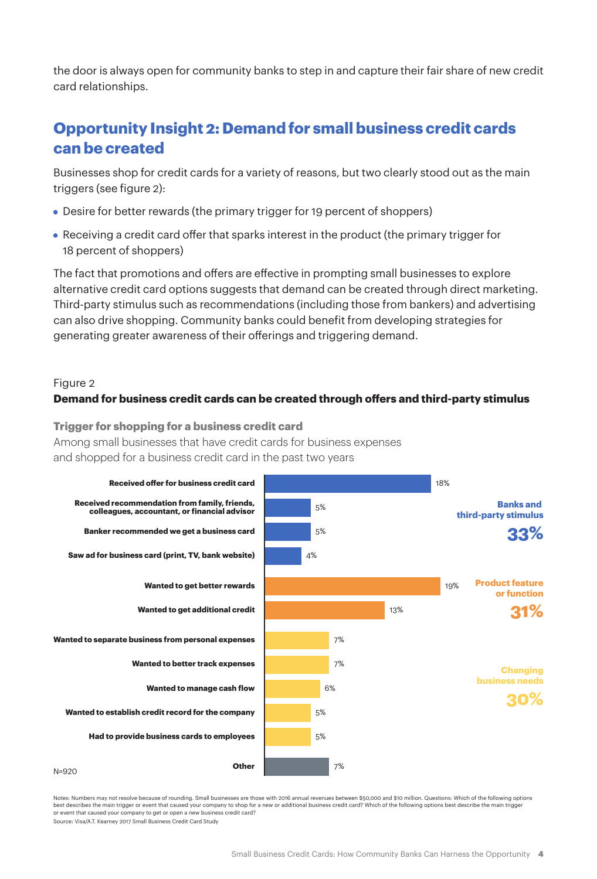the door is always open for community banks to step in and capture their fair share of new credit card relationships.

## Opportunity Insight 2: Demand for small business credit cards can be created

Businesses shop for credit cards for a variety of reasons, but two clearly stood out as the main triggers (see figure 2):

- Desire for better rewards (the primary trigger for 19 percent of shoppers)
- Receiving a credit card offer that sparks interest in the product (the primary trigger for 18 percent of shoppers)

The fact that promotions and offers are effective in prompting small businesses to explore alternative credit card options suggests that demand can be created through direct marketing. Third-party stimulus such as recommendations (including those from bankers) and advertising can also drive shopping. Community banks could benefit from developing strategies for generating greater awareness of their offerings and triggering demand.

Figure 2

**Demand for business credit cards can be created through offers and third-party stimulus**

**Trigger for shopping for a business credit card**

Among small businesses that have credit cards for business expenses and shopped for a business credit card in the past two years

| Trigger | Percent | Category |
| --- | --- | --- |
| Received offer for business credit card | 18% | Banks and third-party stimulus 33% |
| Received recommendation from family, friends, colleagues, accountant, or financial advisor | 5% | |
| Banker recommended we get a business card | 5% | |
| Saw ad for business card (print, TV, bank website) | 4% | |
| Wanted to get better rewards | 19% | Product feature or function 31% |
| Wanted to get additional credit | 13% | |
| Wanted to separate business from personal expenses | 7% | Changing business needs 30% |
| Wanted to better track expenses | 7% | |
| Wanted to manage cash flow | 6% | |
| Wanted to establish credit record for the company | 5% | |
| Had to provide business cards to employees | 5% | |
| Other | 7% | |

N=920

Notes: Numbers may not resolve because of rounding. Small businesses are those with 2016 annual revenues between $50,000 and $10 million. Questions: Which of the following options best describes the main trigger or event that caused your company to shop for a new or additional business credit card? Which of the following options best describe the main trigger or event that caused your company to get or open a new business credit card?

Source: Visa/A.T. Kearney 2017 Small Business Credit Card Study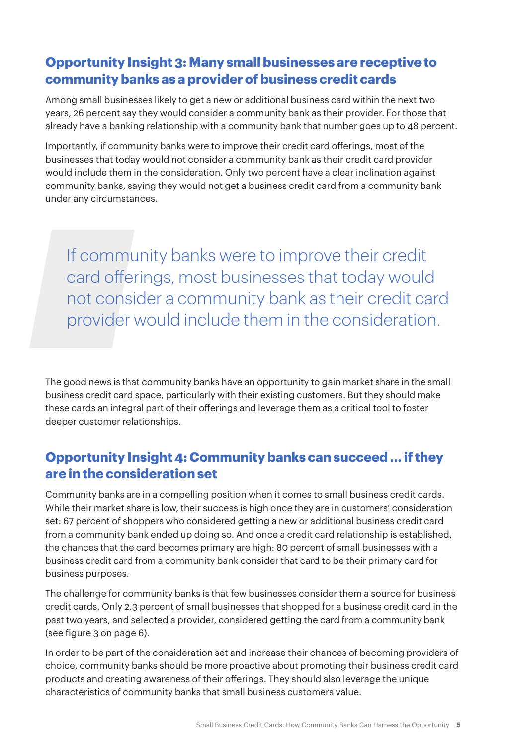## Opportunity Insight 3: Many small businesses are receptive to community banks as a provider of business credit cards

Among small businesses likely to get a new or additional business card within the next two years, 26 percent say they would consider a community bank as their provider. For those that already have a banking relationship with a community bank that number goes up to 48 percent.

Importantly, if community banks were to improve their credit card offerings, most of the businesses that today would not consider a community bank as their credit card provider would include them in the consideration. Only two percent have a clear inclination against community banks, saying they would not get a business credit card from a community bank under any circumstances.

> If community banks were to improve their credit card offerings, most businesses that today would not consider a community bank as their credit card provider would include them in the consideration.

The good news is that community banks have an opportunity to gain market share in the small business credit card space, particularly with their existing customers. But they should make these cards an integral part of their offerings and leverage them as a critical tool to foster deeper customer relationships.

## Opportunity Insight 4: Community banks can succeed ... if they are in the consideration set

Community banks are in a compelling position when it comes to small business credit cards. While their market share is low, their success is high once they are in customers' consideration set: 67 percent of shoppers who considered getting a new or additional business credit card from a community bank ended up doing so. And once a credit card relationship is established, the chances that the card becomes primary are high: 80 percent of small businesses with a business credit card from a community bank consider that card to be their primary card for business purposes.

The challenge for community banks is that few businesses consider them a source for business credit cards. Only 2.3 percent of small businesses that shopped for a business credit card in the past two years, and selected a provider, considered getting the card from a community bank (see figure 3 on page 6).

In order to be part of the consideration set and increase their chances of becoming providers of choice, community banks should be more proactive about promoting their business credit card products and creating awareness of their offerings. They should also leverage the unique characteristics of community banks that small business customers value.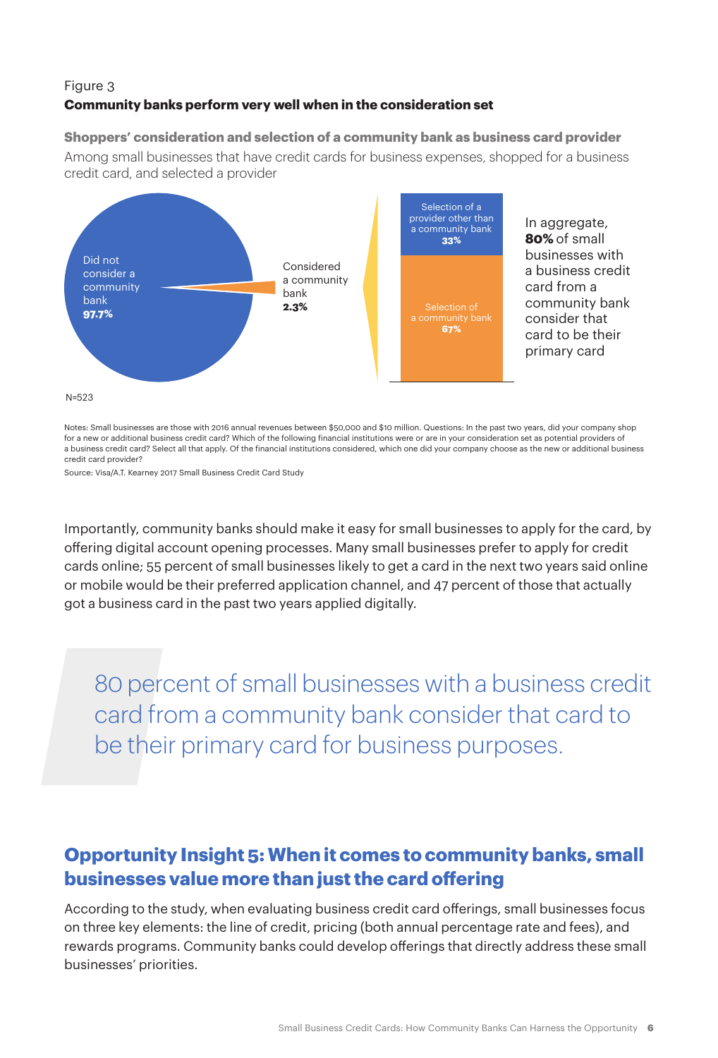Figure 3
**Community banks perform very well when in the consideration set**

**Shoppers' consideration and selection of a community bank as business card provider**

Among small businesses that have credit cards for business expenses, shopped for a business credit card, and selected a provider

Did not consider a community bank **97.7%**

Considered a community bank **2.3%**

Selection of a provider other than a community bank **33%**

Selection of a community bank **67%**

In aggregate, **80%** of small businesses with a business credit card from a community bank consider that card to be their primary card

N=523

Notes: Small businesses are those with 2016 annual revenues between $50,000 and $10 million. Questions: In the past two years, did your company shop for a new or additional business credit card? Which of the following financial institutions were or are in your consideration set as potential providers of a business credit card? Select all that apply. Of the financial institutions considered, which one did your company choose as the new or additional business credit card provider?

Source: Visa/A.T. Kearney 2017 Small Business Credit Card Study

Importantly, community banks should make it easy for small businesses to apply for the card, by offering digital account opening processes. Many small businesses prefer to apply for credit cards online; 55 percent of small businesses likely to get a card in the next two years said online or mobile would be their preferred application channel, and 47 percent of those that actually got a business card in the past two years applied digitally.

> 80 percent of small businesses with a business credit card from a community bank consider that card to be their primary card for business purposes.

## Opportunity Insight 5: When it comes to community banks, small businesses value more than just the card offering

According to the study, when evaluating business credit card offerings, small businesses focus on three key elements: the line of credit, pricing (both annual percentage rate and fees), and rewards programs. Community banks could develop offerings that directly address these small businesses' priorities.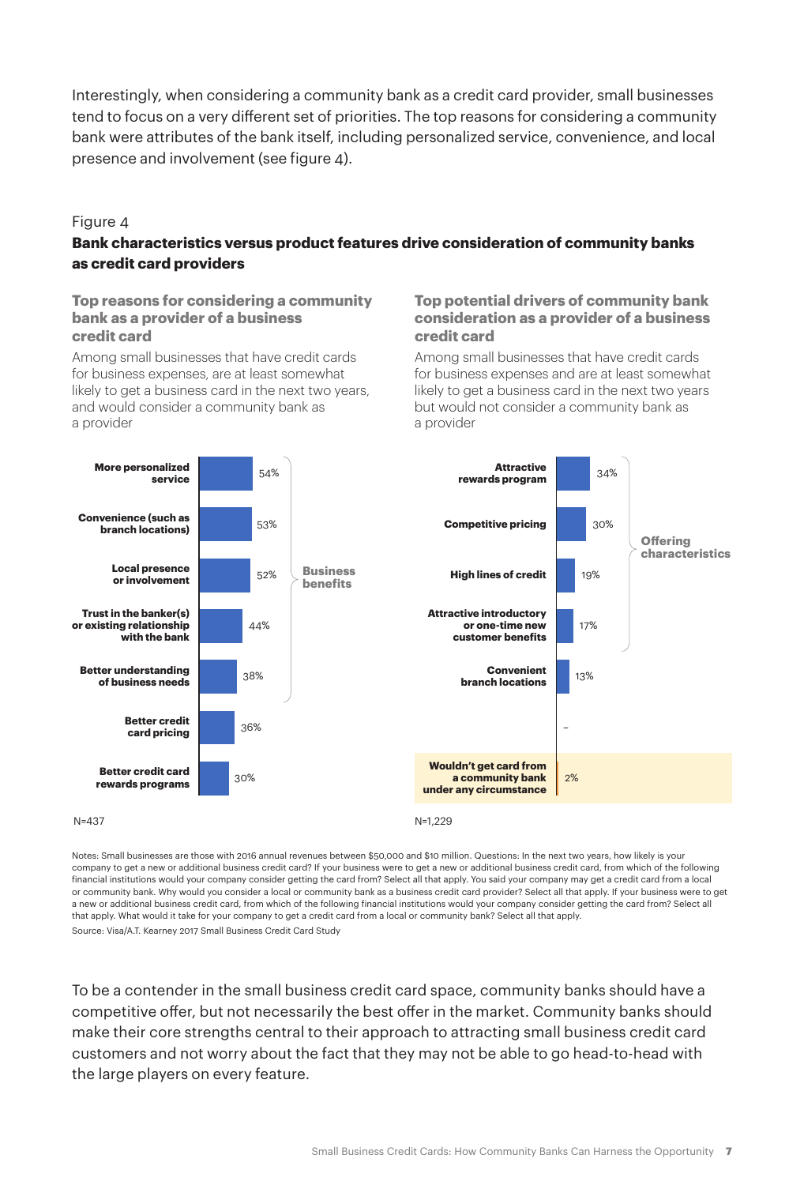Interestingly, when considering a community bank as a credit card provider, small businesses tend to focus on a very different set of priorities. The top reasons for considering a community bank were attributes of the bank itself, including personalized service, convenience, and local presence and involvement (see figure 4).

Figure 4

**Bank characteristics versus product features drive consideration of community banks as credit card providers**

### Top reasons for considering a community bank as a provider of a business credit card

Among small businesses that have credit cards for business expenses, are at least somewhat likely to get a business card in the next two years, and would consider a community bank as a provider

| Reason | % | Category |
|---|---|---|
| More personalized service | 54% | Business benefits |
| Convenience (such as branch locations) | 53% | Business benefits |
| Local presence or involvement | 52% | Business benefits |
| Trust in the banker(s) or existing relationship with the bank | 44% | Business benefits |
| Better understanding of business needs | 38% | Business benefits |
| Better credit card pricing | 36% | |
| Better credit card rewards programs | 30% | |

N=437

### Top potential drivers of community bank consideration as a provider of a business credit card

Among small businesses that have credit cards for business expenses and are at least somewhat likely to get a business card in the next two years but would not consider a community bank as a provider

| Driver | % | Category |
|---|---|---|
| Attractive rewards program | 34% | Offering characteristics |
| Competitive pricing | 30% | Offering characteristics |
| High lines of credit | 19% | Offering characteristics |
| Attractive introductory or one-time new customer benefits | 17% | Offering characteristics |
| Convenient branch locations | 13% | |
| – | | |
| Wouldn't get card from a community bank under any circumstance | 2% | |

N=1,229

Notes: Small businesses are those with 2016 annual revenues between $50,000 and $10 million. Questions: In the next two years, how likely is your company to get a new or additional business credit card? If your business were to get a new or additional business credit card, from which of the following financial institutions would your company consider getting the card from? Select all that apply. You said your company may get a credit card from a local or community bank. Why would you consider a local or community bank as a business credit card provider? Select all that apply. If your business were to get a new or additional business credit card, from which of the following financial institutions would your company consider getting the card from? Select all that apply. What would it take for your company to get a credit card from a local or community bank? Select all that apply.

Source: Visa/A.T. Kearney 2017 Small Business Credit Card Study

To be a contender in the small business credit card space, community banks should have a competitive offer, but not necessarily the best offer in the market. Community banks should make their core strengths central to their approach to attracting small business credit card customers and not worry about the fact that they may not be able to go head-to-head with the large players on every feature.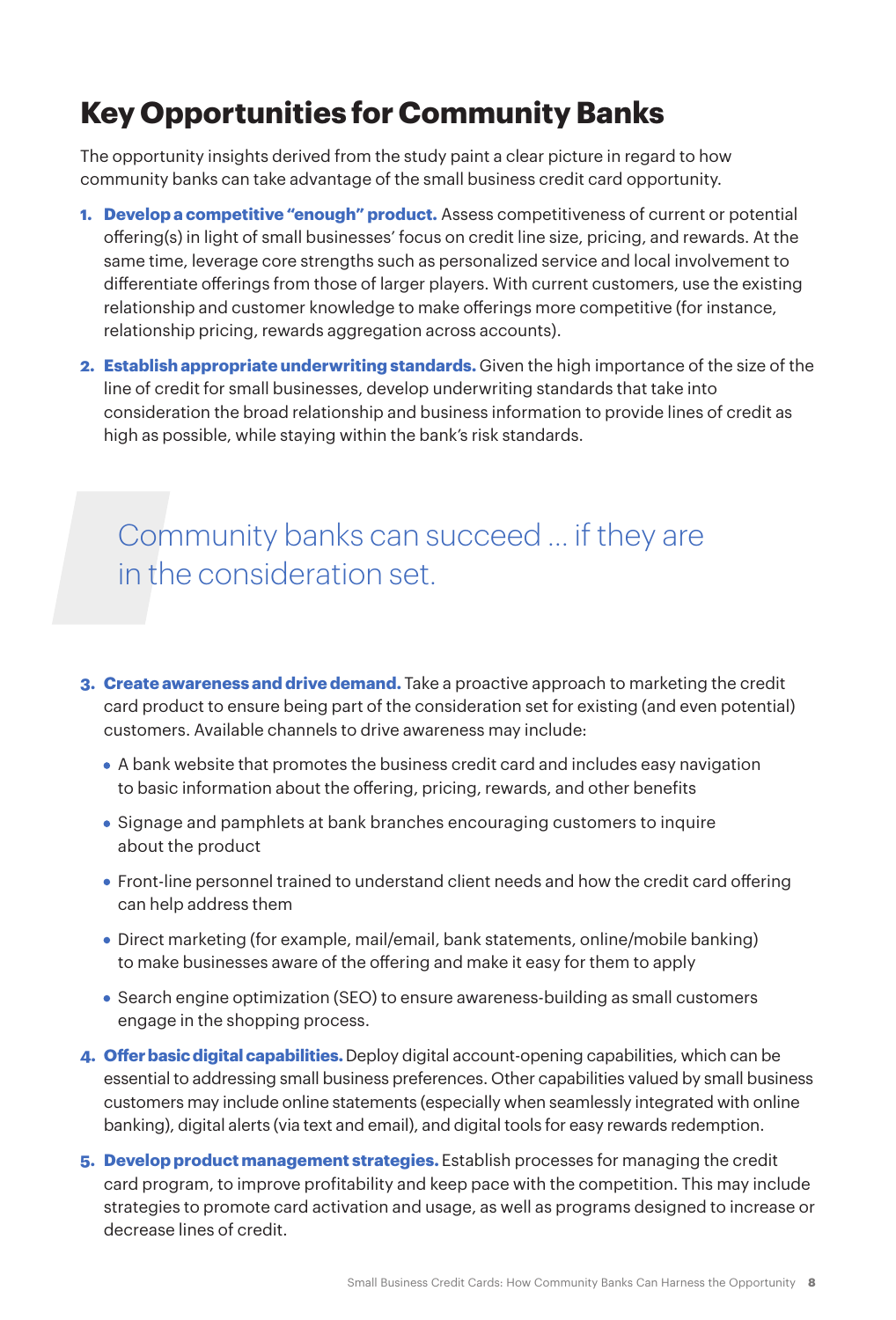# Key Opportunities for Community Banks

The opportunity insights derived from the study paint a clear picture in regard to how community banks can take advantage of the small business credit card opportunity.

1. **Develop a competitive "enough" product.** Assess competitiveness of current or potential offering(s) in light of small businesses' focus on credit line size, pricing, and rewards. At the same time, leverage core strengths such as personalized service and local involvement to differentiate offerings from those of larger players. With current customers, use the existing relationship and customer knowledge to make offerings more competitive (for instance, relationship pricing, rewards aggregation across accounts).

2. **Establish appropriate underwriting standards.** Given the high importance of the size of the line of credit for small businesses, develop underwriting standards that take into consideration the broad relationship and business information to provide lines of credit as high as possible, while staying within the bank's risk standards.

> Community banks can succeed ... if they are in the consideration set.

3. **Create awareness and drive demand.** Take a proactive approach to marketing the credit card product to ensure being part of the consideration set for existing (and even potential) customers. Available channels to drive awareness may include:

   - A bank website that promotes the business credit card and includes easy navigation to basic information about the offering, pricing, rewards, and other benefits
   - Signage and pamphlets at bank branches encouraging customers to inquire about the product
   - Front-line personnel trained to understand client needs and how the credit card offering can help address them
   - Direct marketing (for example, mail/email, bank statements, online/mobile banking) to make businesses aware of the offering and make it easy for them to apply
   - Search engine optimization (SEO) to ensure awareness-building as small customers engage in the shopping process.

4. **Offer basic digital capabilities.** Deploy digital account-opening capabilities, which can be essential to addressing small business preferences. Other capabilities valued by small business customers may include online statements (especially when seamlessly integrated with online banking), digital alerts (via text and email), and digital tools for easy rewards redemption.

5. **Develop product management strategies.** Establish processes for managing the credit card program, to improve profitability and keep pace with the competition. This may include strategies to promote card activation and usage, as well as programs designed to increase or decrease lines of credit.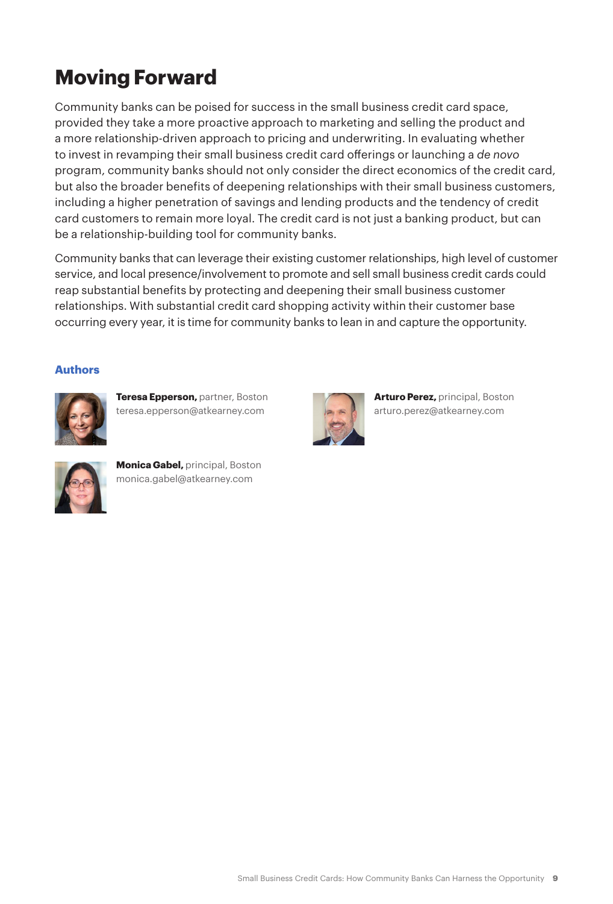# Moving Forward

Community banks can be poised for success in the small business credit card space, provided they take a more proactive approach to marketing and selling the product and a more relationship-driven approach to pricing and underwriting. In evaluating whether to invest in revamping their small business credit card offerings or launching a *de novo* program, community banks should not only consider the direct economics of the credit card, but also the broader benefits of deepening relationships with their small business customers, including a higher penetration of savings and lending products and the tendency of credit card customers to remain more loyal. The credit card is not just a banking product, but can be a relationship-building tool for community banks.

Community banks that can leverage their existing customer relationships, high level of customer service, and local presence/involvement to promote and sell small business credit cards could reap substantial benefits by protecting and deepening their small business customer relationships. With substantial credit card shopping activity within their customer base occurring every year, it is time for community banks to lean in and capture the opportunity.

### Authors

**Teresa Epperson,** partner, Boston
teresa.epperson@atkearney.com

**Arturo Perez,** principal, Boston
arturo.perez@atkearney.com

**Monica Gabel,** principal, Boston
monica.gabel@atkearney.com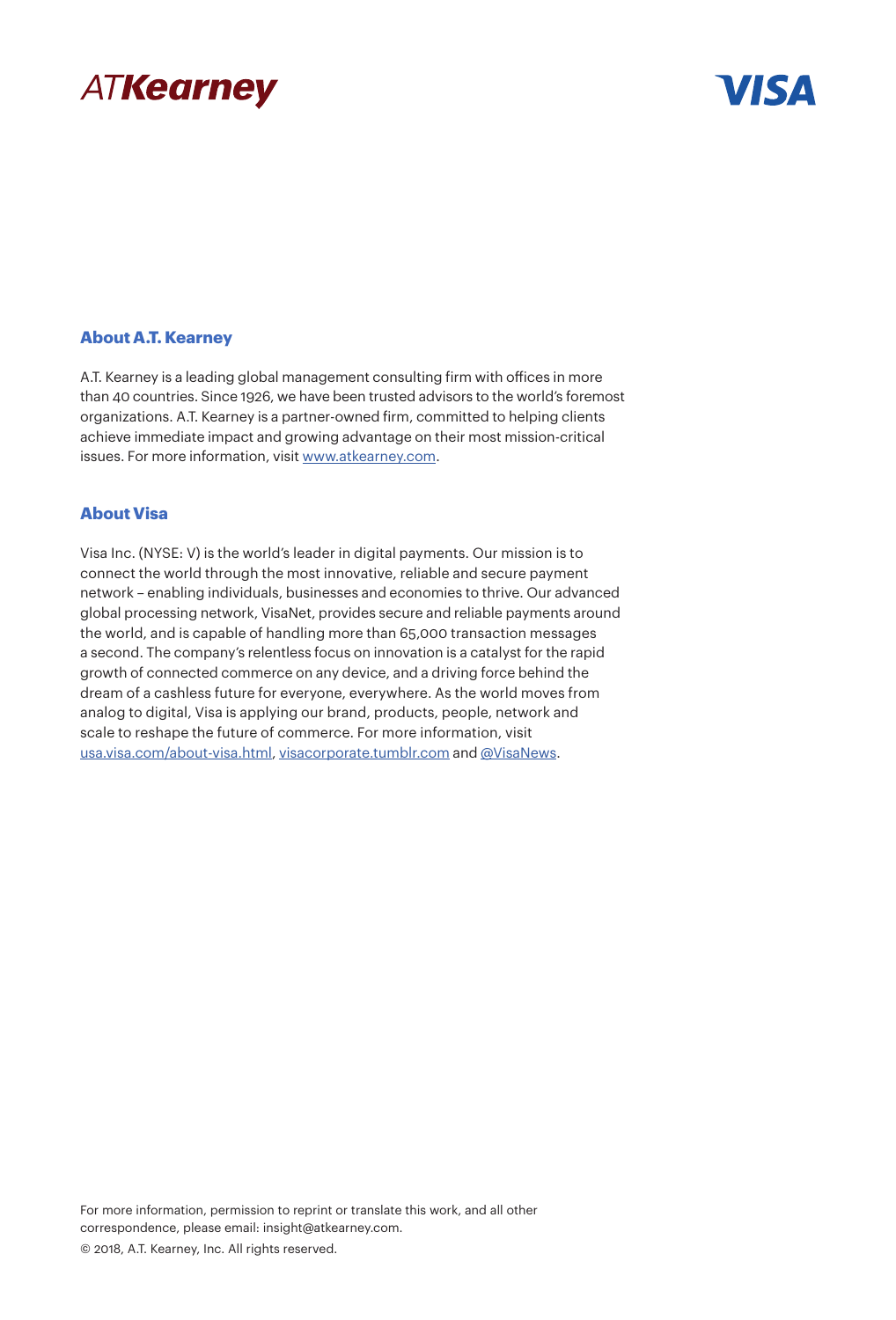ATKearney

VISA

## About A.T. Kearney

A.T. Kearney is a leading global management consulting firm with offices in more than 40 countries. Since 1926, we have been trusted advisors to the world's foremost organizations. A.T. Kearney is a partner-owned firm, committed to helping clients achieve immediate impact and growing advantage on their most mission-critical issues. For more information, visit [www.atkearney.com](http://www.atkearney.com).

## About Visa

Visa Inc. (NYSE: V) is the world's leader in digital payments. Our mission is to connect the world through the most innovative, reliable and secure payment network – enabling individuals, businesses and economies to thrive. Our advanced global processing network, VisaNet, provides secure and reliable payments around the world, and is capable of handling more than 65,000 transaction messages a second. The company's relentless focus on innovation is a catalyst for the rapid growth of connected commerce on any device, and a driving force behind the dream of a cashless future for everyone, everywhere. As the world moves from analog to digital, Visa is applying our brand, products, people, network and scale to reshape the future of commerce. For more information, visit usa.visa.com/about-visa.html, visacorporate.tumblr.com and @VisaNews.

For more information, permission to reprint or translate this work, and all other correspondence, please email: insight@atkearney.com.

© 2018, A.T. Kearney, Inc. All rights reserved.